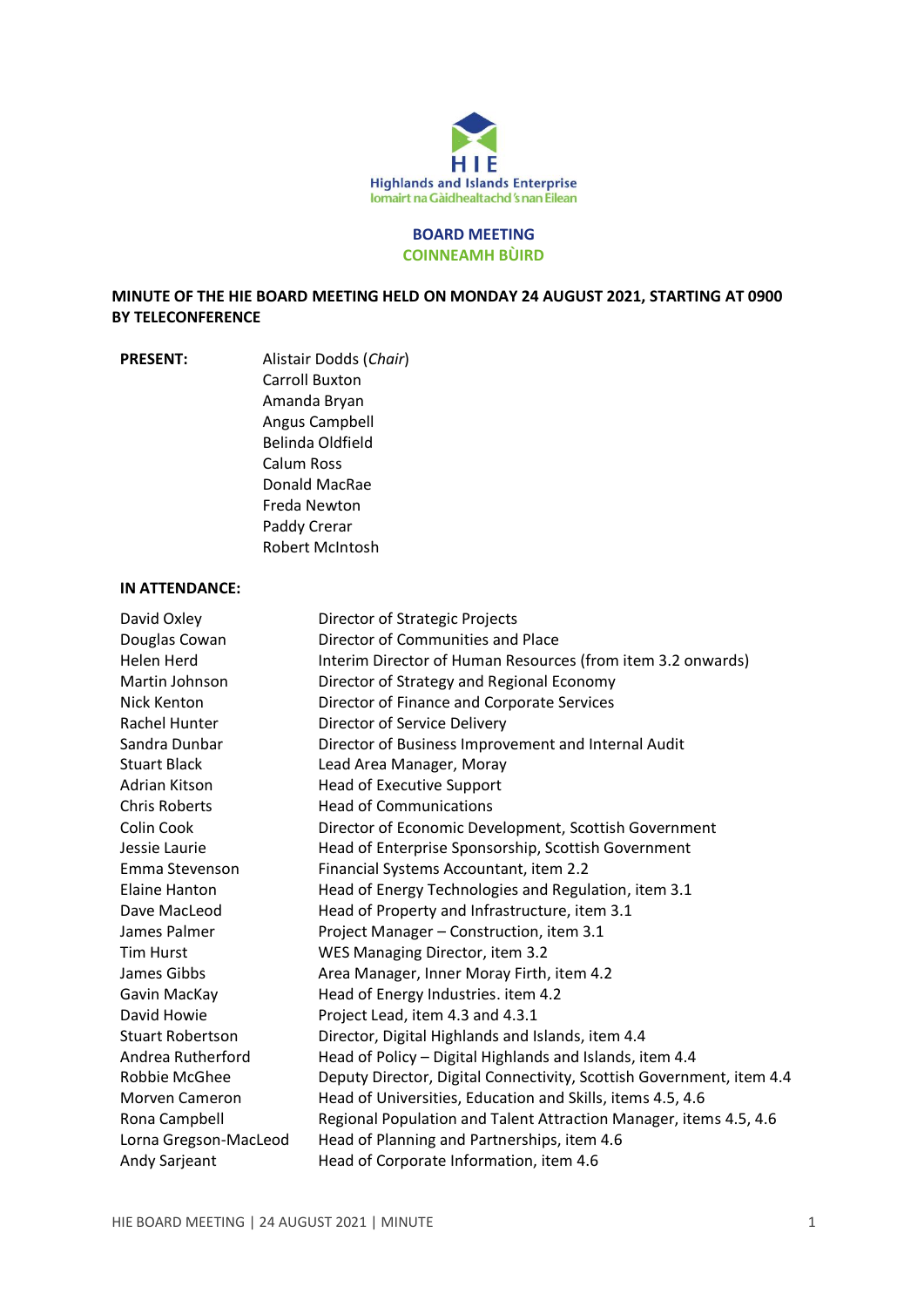HIE

Highlands and Islands Enterprise

Iomairt na Gàidhealtachd 's nan Eilean

# BOARD MEETING
## COINNEAMH BÙIRD

**MINUTE OF THE HIE BOARD MEETING HELD ON MONDAY 24 AUGUST 2021, STARTING AT 0900 BY TELECONFERENCE**

**PRESENT:**

Alistair Dodds (*Chair*)
Carroll Buxton
Amanda Bryan
Angus Campbell
Belinda Oldfield
Calum Ross
Donald MacRae
Freda Newton
Paddy Crerar
Robert McIntosh

**IN ATTENDANCE:**

| | |
|---|---|
| David Oxley | Director of Strategic Projects |
| Douglas Cowan | Director of Communities and Place |
| Helen Herd | Interim Director of Human Resources (from item 3.2 onwards) |
| Martin Johnson | Director of Strategy and Regional Economy |
| Nick Kenton | Director of Finance and Corporate Services |
| Rachel Hunter | Director of Service Delivery |
| Sandra Dunbar | Director of Business Improvement and Internal Audit |
| Stuart Black | Lead Area Manager, Moray |
| Adrian Kitson | Head of Executive Support |
| Chris Roberts | Head of Communications |
| Colin Cook | Director of Economic Development, Scottish Government |
| Jessie Laurie | Head of Enterprise Sponsorship, Scottish Government |
| Emma Stevenson | Financial Systems Accountant, item 2.2 |
| Elaine Hanton | Head of Energy Technologies and Regulation, item 3.1 |
| Dave MacLeod | Head of Property and Infrastructure, item 3.1 |
| James Palmer | Project Manager – Construction, item 3.1 |
| Tim Hurst | WES Managing Director, item 3.2 |
| James Gibbs | Area Manager, Inner Moray Firth, item 4.2 |
| Gavin MacKay | Head of Energy Industries. item 4.2 |
| David Howie | Project Lead, item 4.3 and 4.3.1 |
| Stuart Robertson | Director, Digital Highlands and Islands, item 4.4 |
| Andrea Rutherford | Head of Policy – Digital Highlands and Islands, item 4.4 |
| Robbie McGhee | Deputy Director, Digital Connectivity, Scottish Government, item 4.4 |
| Morven Cameron | Head of Universities, Education and Skills, items 4.5, 4.6 |
| Rona Campbell | Regional Population and Talent Attraction Manager, items 4.5, 4.6 |
| Lorna Gregson-MacLeod | Head of Planning and Partnerships, item 4.6 |
| Andy Sarjeant | Head of Corporate Information, item 4.6 |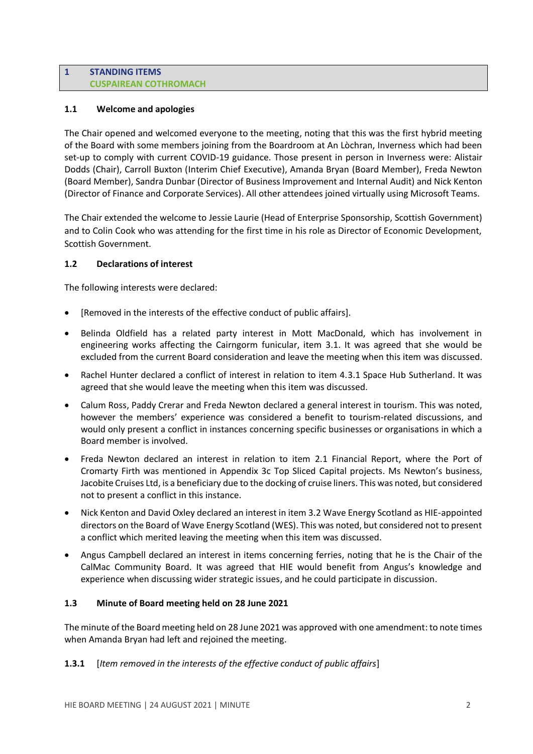## 1 STANDING ITEMS
## CUSPAIREAN COTHROMACH

### 1.1 Welcome and apologies

The Chair opened and welcomed everyone to the meeting, noting that this was the first hybrid meeting of the Board with some members joining from the Boardroom at An Lòchran, Inverness which had been set-up to comply with current COVID-19 guidance. Those present in person in Inverness were: Alistair Dodds (Chair), Carroll Buxton (Interim Chief Executive), Amanda Bryan (Board Member), Freda Newton (Board Member), Sandra Dunbar (Director of Business Improvement and Internal Audit) and Nick Kenton (Director of Finance and Corporate Services). All other attendees joined virtually using Microsoft Teams.

The Chair extended the welcome to Jessie Laurie (Head of Enterprise Sponsorship, Scottish Government) and to Colin Cook who was attending for the first time in his role as Director of Economic Development, Scottish Government.

### 1.2 Declarations of interest

The following interests were declared:

- [Removed in the interests of the effective conduct of public affairs].
- Belinda Oldfield has a related party interest in Mott MacDonald, which has involvement in engineering works affecting the Cairngorm funicular, item 3.1. It was agreed that she would be excluded from the current Board consideration and leave the meeting when this item was discussed.
- Rachel Hunter declared a conflict of interest in relation to item 4.3.1 Space Hub Sutherland. It was agreed that she would leave the meeting when this item was discussed.
- Calum Ross, Paddy Crerar and Freda Newton declared a general interest in tourism. This was noted, however the members' experience was considered a benefit to tourism-related discussions, and would only present a conflict in instances concerning specific businesses or organisations in which a Board member is involved.
- Freda Newton declared an interest in relation to item 2.1 Financial Report, where the Port of Cromarty Firth was mentioned in Appendix 3c Top Sliced Capital projects. Ms Newton's business, Jacobite Cruises Ltd, is a beneficiary due to the docking of cruise liners. This was noted, but considered not to present a conflict in this instance.
- Nick Kenton and David Oxley declared an interest in item 3.2 Wave Energy Scotland as HIE-appointed directors on the Board of Wave Energy Scotland (WES). This was noted, but considered not to present a conflict which merited leaving the meeting when this item was discussed.
- Angus Campbell declared an interest in items concerning ferries, noting that he is the Chair of the CalMac Community Board. It was agreed that HIE would benefit from Angus's knowledge and experience when discussing wider strategic issues, and he could participate in discussion.

### 1.3 Minute of Board meeting held on 28 June 2021

The minute of the Board meeting held on 28 June 2021 was approved with one amendment: to note times when Amanda Bryan had left and rejoined the meeting.

**1.3.1** [*Item removed in the interests of the effective conduct of public affairs*]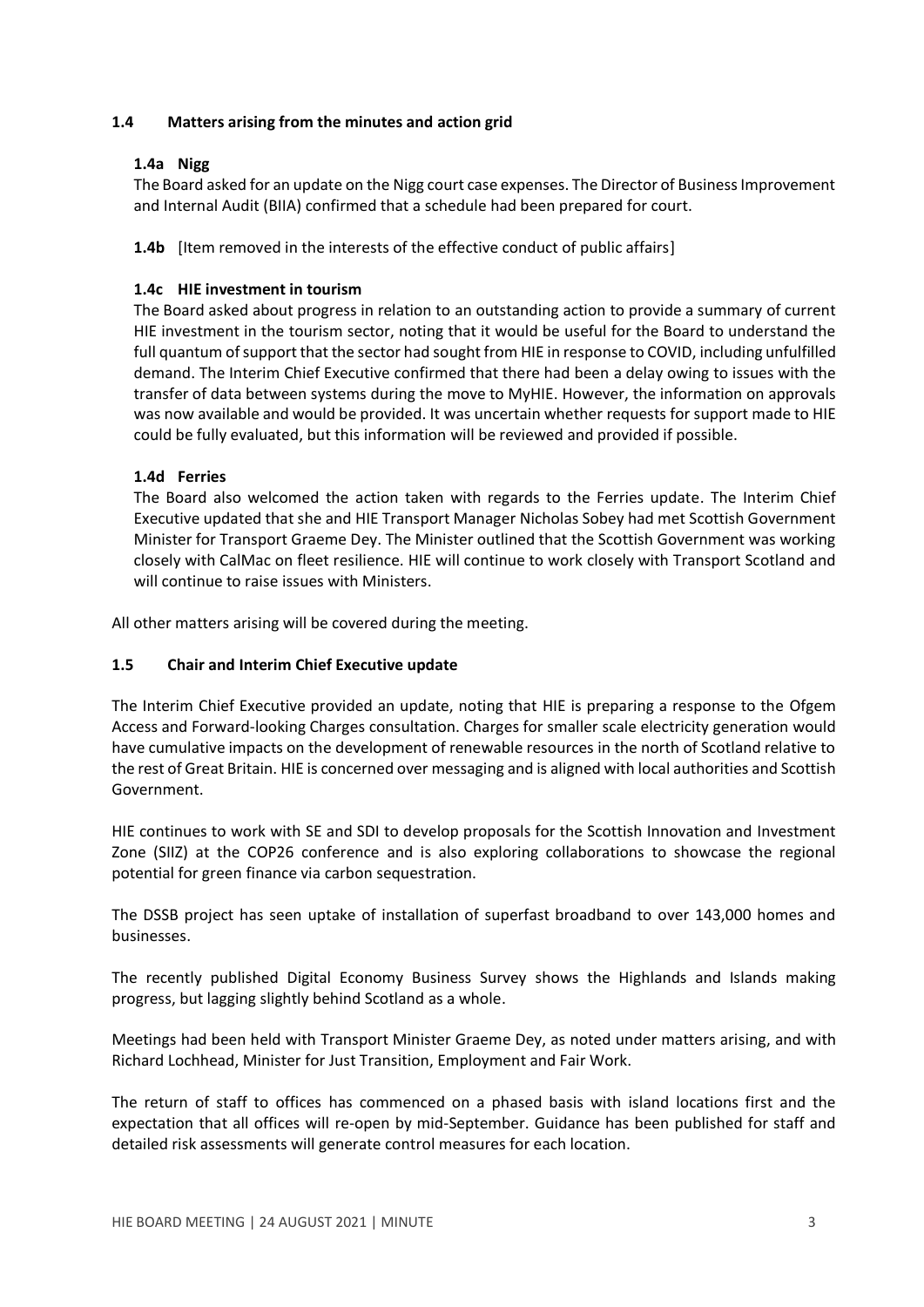### 1.4 Matters arising from the minutes and action grid

#### 1.4a Nigg

The Board asked for an update on the Nigg court case expenses. The Director of Business Improvement and Internal Audit (BIIA) confirmed that a schedule had been prepared for court.

**1.4b** [Item removed in the interests of the effective conduct of public affairs]

#### 1.4c HIE investment in tourism

The Board asked about progress in relation to an outstanding action to provide a summary of current HIE investment in the tourism sector, noting that it would be useful for the Board to understand the full quantum of support that the sector had sought from HIE in response to COVID, including unfulfilled demand. The Interim Chief Executive confirmed that there had been a delay owing to issues with the transfer of data between systems during the move to MyHIE. However, the information on approvals was now available and would be provided. It was uncertain whether requests for support made to HIE could be fully evaluated, but this information will be reviewed and provided if possible.

#### 1.4d Ferries

The Board also welcomed the action taken with regards to the Ferries update. The Interim Chief Executive updated that she and HIE Transport Manager Nicholas Sobey had met Scottish Government Minister for Transport Graeme Dey. The Minister outlined that the Scottish Government was working closely with CalMac on fleet resilience. HIE will continue to work closely with Transport Scotland and will continue to raise issues with Ministers.

All other matters arising will be covered during the meeting.

### 1.5 Chair and Interim Chief Executive update

The Interim Chief Executive provided an update, noting that HIE is preparing a response to the Ofgem Access and Forward-looking Charges consultation. Charges for smaller scale electricity generation would have cumulative impacts on the development of renewable resources in the north of Scotland relative to the rest of Great Britain. HIE is concerned over messaging and is aligned with local authorities and Scottish Government.

HIE continues to work with SE and SDI to develop proposals for the Scottish Innovation and Investment Zone (SIIZ) at the COP26 conference and is also exploring collaborations to showcase the regional potential for green finance via carbon sequestration.

The DSSB project has seen uptake of installation of superfast broadband to over 143,000 homes and businesses.

The recently published Digital Economy Business Survey shows the Highlands and Islands making progress, but lagging slightly behind Scotland as a whole.

Meetings had been held with Transport Minister Graeme Dey, as noted under matters arising, and with Richard Lochhead, Minister for Just Transition, Employment and Fair Work.

The return of staff to offices has commenced on a phased basis with island locations first and the expectation that all offices will re-open by mid-September. Guidance has been published for staff and detailed risk assessments will generate control measures for each location.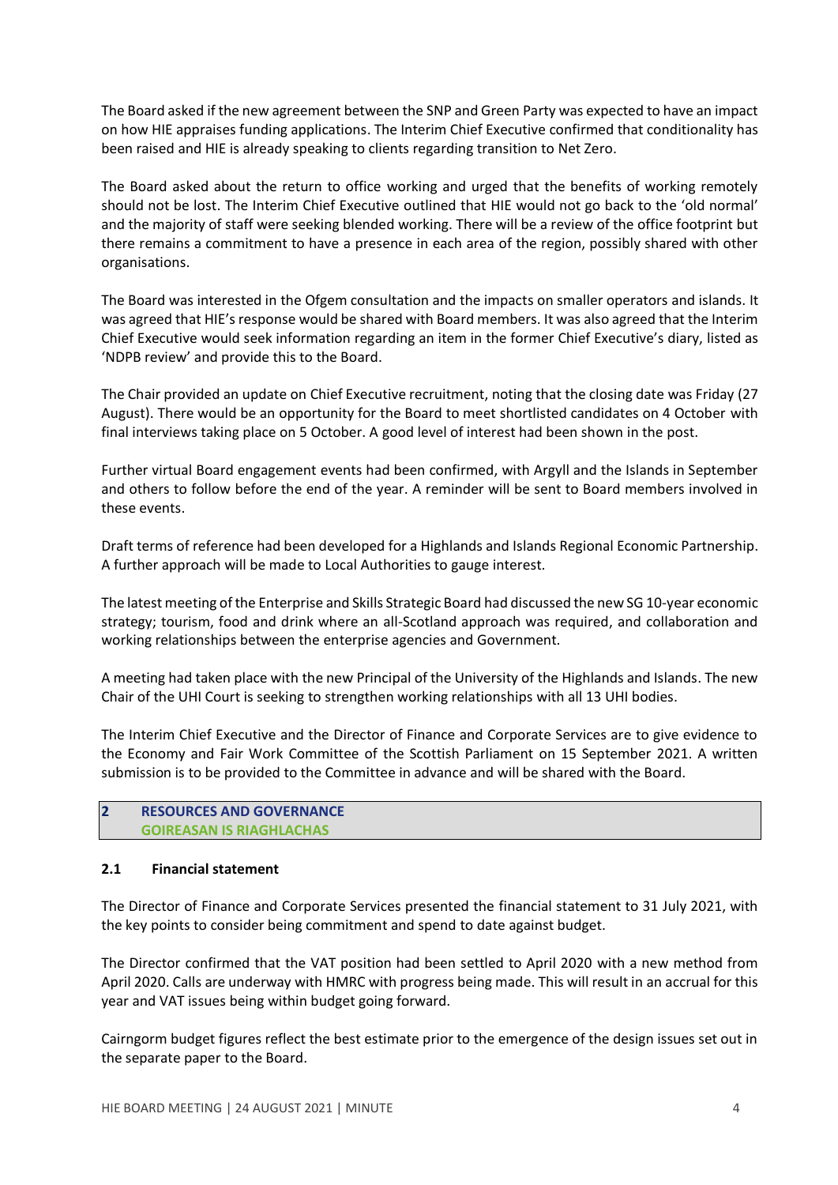The Board asked if the new agreement between the SNP and Green Party was expected to have an impact on how HIE appraises funding applications. The Interim Chief Executive confirmed that conditionality has been raised and HIE is already speaking to clients regarding transition to Net Zero.

The Board asked about the return to office working and urged that the benefits of working remotely should not be lost. The Interim Chief Executive outlined that HIE would not go back to the 'old normal' and the majority of staff were seeking blended working. There will be a review of the office footprint but there remains a commitment to have a presence in each area of the region, possibly shared with other organisations.

The Board was interested in the Ofgem consultation and the impacts on smaller operators and islands. It was agreed that HIE's response would be shared with Board members. It was also agreed that the Interim Chief Executive would seek information regarding an item in the former Chief Executive's diary, listed as 'NDPB review' and provide this to the Board.

The Chair provided an update on Chief Executive recruitment, noting that the closing date was Friday (27 August). There would be an opportunity for the Board to meet shortlisted candidates on 4 October with final interviews taking place on 5 October. A good level of interest had been shown in the post.

Further virtual Board engagement events had been confirmed, with Argyll and the Islands in September and others to follow before the end of the year. A reminder will be sent to Board members involved in these events.

Draft terms of reference had been developed for a Highlands and Islands Regional Economic Partnership. A further approach will be made to Local Authorities to gauge interest.

The latest meeting of the Enterprise and Skills Strategic Board had discussed the new SG 10-year economic strategy; tourism, food and drink where an all-Scotland approach was required, and collaboration and working relationships between the enterprise agencies and Government.

A meeting had taken place with the new Principal of the University of the Highlands and Islands. The new Chair of the UHI Court is seeking to strengthen working relationships with all 13 UHI bodies.

The Interim Chief Executive and the Director of Finance and Corporate Services are to give evidence to the Economy and Fair Work Committee of the Scottish Parliament on 15 September 2021. A written submission is to be provided to the Committee in advance and will be shared with the Board.

## 2 RESOURCES AND GOVERNANCE
## GOIREASAN IS RIAGHLACHAS

### 2.1 Financial statement

The Director of Finance and Corporate Services presented the financial statement to 31 July 2021, with the key points to consider being commitment and spend to date against budget.

The Director confirmed that the VAT position had been settled to April 2020 with a new method from April 2020. Calls are underway with HMRC with progress being made. This will result in an accrual for this year and VAT issues being within budget going forward.

Cairngorm budget figures reflect the best estimate prior to the emergence of the design issues set out in the separate paper to the Board.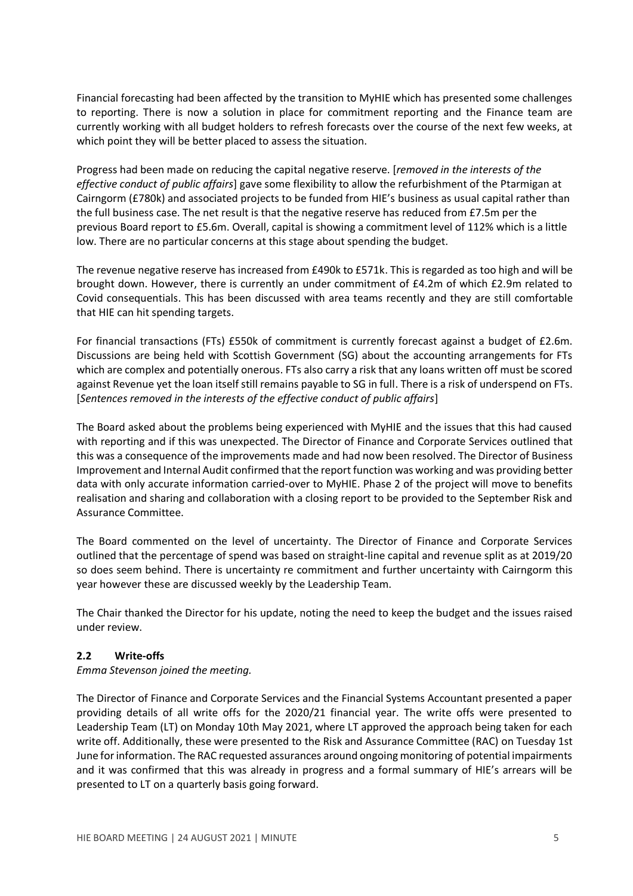Financial forecasting had been affected by the transition to MyHIE which has presented some challenges to reporting. There is now a solution in place for commitment reporting and the Finance team are currently working with all budget holders to refresh forecasts over the course of the next few weeks, at which point they will be better placed to assess the situation.

Progress had been made on reducing the capital negative reserve. [*removed in the interests of the effective conduct of public affairs*] gave some flexibility to allow the refurbishment of the Ptarmigan at Cairngorm (£780k) and associated projects to be funded from HIE's business as usual capital rather than the full business case. The net result is that the negative reserve has reduced from £7.5m per the previous Board report to £5.6m. Overall, capital is showing a commitment level of 112% which is a little low. There are no particular concerns at this stage about spending the budget.

The revenue negative reserve has increased from £490k to £571k. This is regarded as too high and will be brought down. However, there is currently an under commitment of £4.2m of which £2.9m related to Covid consequentials. This has been discussed with area teams recently and they are still comfortable that HIE can hit spending targets.

For financial transactions (FTs) £550k of commitment is currently forecast against a budget of £2.6m. Discussions are being held with Scottish Government (SG) about the accounting arrangements for FTs which are complex and potentially onerous. FTs also carry a risk that any loans written off must be scored against Revenue yet the loan itself still remains payable to SG in full. There is a risk of underspend on FTs. [*Sentences removed in the interests of the effective conduct of public affairs*]

The Board asked about the problems being experienced with MyHIE and the issues that this had caused with reporting and if this was unexpected. The Director of Finance and Corporate Services outlined that this was a consequence of the improvements made and had now been resolved. The Director of Business Improvement and Internal Audit confirmed that the report function was working and was providing better data with only accurate information carried-over to MyHIE. Phase 2 of the project will move to benefits realisation and sharing and collaboration with a closing report to be provided to the September Risk and Assurance Committee.

The Board commented on the level of uncertainty. The Director of Finance and Corporate Services outlined that the percentage of spend was based on straight-line capital and revenue split as at 2019/20 so does seem behind. There is uncertainty re commitment and further uncertainty with Cairngorm this year however these are discussed weekly by the Leadership Team.

The Chair thanked the Director for his update, noting the need to keep the budget and the issues raised under review.

### 2.2 Write-offs

*Emma Stevenson joined the meeting.*

The Director of Finance and Corporate Services and the Financial Systems Accountant presented a paper providing details of all write offs for the 2020/21 financial year. The write offs were presented to Leadership Team (LT) on Monday 10th May 2021, where LT approved the approach being taken for each write off. Additionally, these were presented to the Risk and Assurance Committee (RAC) on Tuesday 1st June for information. The RAC requested assurances around ongoing monitoring of potential impairments and it was confirmed that this was already in progress and a formal summary of HIE's arrears will be presented to LT on a quarterly basis going forward.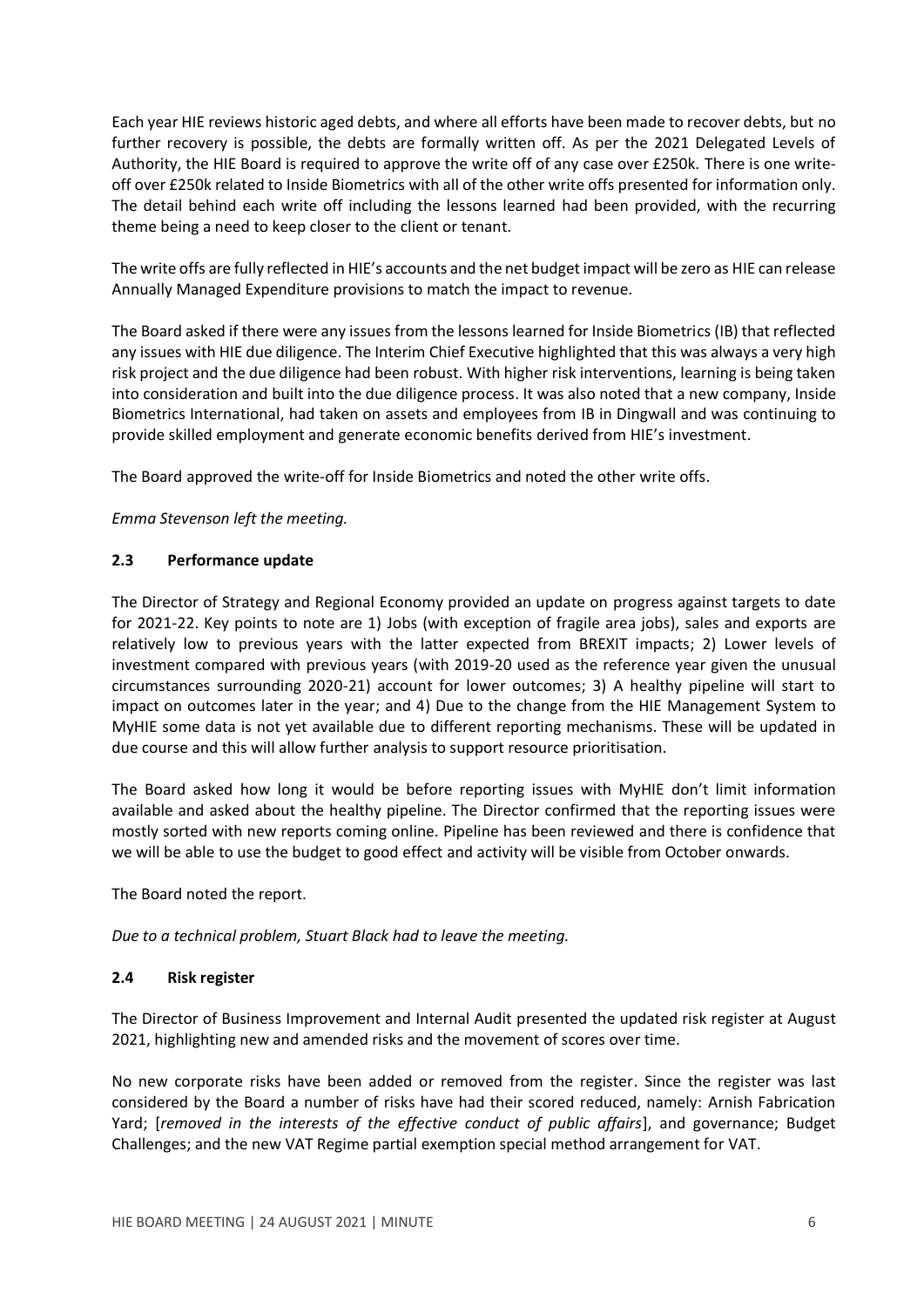Each year HIE reviews historic aged debts, and where all efforts have been made to recover debts, but no further recovery is possible, the debts are formally written off. As per the 2021 Delegated Levels of Authority, the HIE Board is required to approve the write off of any case over £250k. There is one write-off over £250k related to Inside Biometrics with all of the other write offs presented for information only. The detail behind each write off including the lessons learned had been provided, with the recurring theme being a need to keep closer to the client or tenant.

The write offs are fully reflected in HIE's accounts and the net budget impact will be zero as HIE can release Annually Managed Expenditure provisions to match the impact to revenue.

The Board asked if there were any issues from the lessons learned for Inside Biometrics (IB) that reflected any issues with HIE due diligence. The Interim Chief Executive highlighted that this was always a very high risk project and the due diligence had been robust. With higher risk interventions, learning is being taken into consideration and built into the due diligence process. It was also noted that a new company, Inside Biometrics International, had taken on assets and employees from IB in Dingwall and was continuing to provide skilled employment and generate economic benefits derived from HIE's investment.

The Board approved the write-off for Inside Biometrics and noted the other write offs.

*Emma Stevenson left the meeting.*

### 2.3 Performance update

The Director of Strategy and Regional Economy provided an update on progress against targets to date for 2021-22. Key points to note are 1) Jobs (with exception of fragile area jobs), sales and exports are relatively low to previous years with the latter expected from BREXIT impacts; 2) Lower levels of investment compared with previous years (with 2019-20 used as the reference year given the unusual circumstances surrounding 2020-21) account for lower outcomes; 3) A healthy pipeline will start to impact on outcomes later in the year; and 4) Due to the change from the HIE Management System to MyHIE some data is not yet available due to different reporting mechanisms. These will be updated in due course and this will allow further analysis to support resource prioritisation.

The Board asked how long it would be before reporting issues with MyHIE don't limit information available and asked about the healthy pipeline. The Director confirmed that the reporting issues were mostly sorted with new reports coming online. Pipeline has been reviewed and there is confidence that we will be able to use the budget to good effect and activity will be visible from October onwards.

The Board noted the report.

*Due to a technical problem, Stuart Black had to leave the meeting.*

### 2.4 Risk register

The Director of Business Improvement and Internal Audit presented the updated risk register at August 2021, highlighting new and amended risks and the movement of scores over time.

No new corporate risks have been added or removed from the register. Since the register was last considered by the Board a number of risks have had their scored reduced, namely: Arnish Fabrication Yard; [*removed in the interests of the effective conduct of public affairs*], and governance; Budget Challenges; and the new VAT Regime partial exemption special method arrangement for VAT.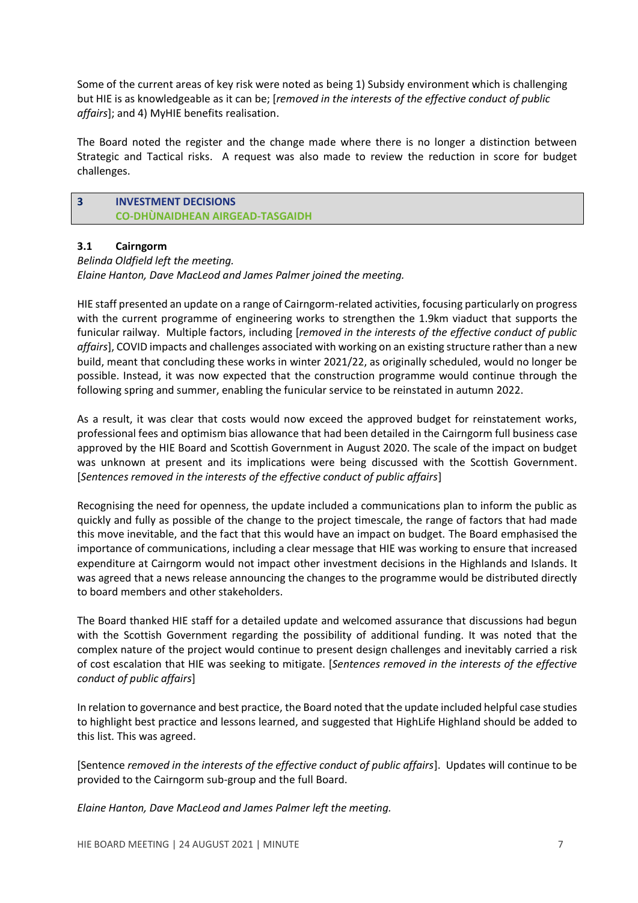Some of the current areas of key risk were noted as being 1) Subsidy environment which is challenging but HIE is as knowledgeable as it can be; [*removed in the interests of the effective conduct of public affairs*]; and 4) MyHIE benefits realisation.

The Board noted the register and the change made where there is no longer a distinction between Strategic and Tactical risks. A request was also made to review the reduction in score for budget challenges.

## 3 INVESTMENT DECISIONS
## CO-DHÙNAIDHEAN AIRGEAD-TASGAIDH

### 3.1 Cairngorm

*Belinda Oldfield left the meeting.*
*Elaine Hanton, Dave MacLeod and James Palmer joined the meeting.*

HIE staff presented an update on a range of Cairngorm-related activities, focusing particularly on progress with the current programme of engineering works to strengthen the 1.9km viaduct that supports the funicular railway. Multiple factors, including [*removed in the interests of the effective conduct of public affairs*], COVID impacts and challenges associated with working on an existing structure rather than a new build, meant that concluding these works in winter 2021/22, as originally scheduled, would no longer be possible. Instead, it was now expected that the construction programme would continue through the following spring and summer, enabling the funicular service to be reinstated in autumn 2022.

As a result, it was clear that costs would now exceed the approved budget for reinstatement works, professional fees and optimism bias allowance that had been detailed in the Cairngorm full business case approved by the HIE Board and Scottish Government in August 2020. The scale of the impact on budget was unknown at present and its implications were being discussed with the Scottish Government. [*Sentences removed in the interests of the effective conduct of public affairs*]

Recognising the need for openness, the update included a communications plan to inform the public as quickly and fully as possible of the change to the project timescale, the range of factors that had made this move inevitable, and the fact that this would have an impact on budget. The Board emphasised the importance of communications, including a clear message that HIE was working to ensure that increased expenditure at Cairngorm would not impact other investment decisions in the Highlands and Islands. It was agreed that a news release announcing the changes to the programme would be distributed directly to board members and other stakeholders.

The Board thanked HIE staff for a detailed update and welcomed assurance that discussions had begun with the Scottish Government regarding the possibility of additional funding. It was noted that the complex nature of the project would continue to present design challenges and inevitably carried a risk of cost escalation that HIE was seeking to mitigate. [*Sentences removed in the interests of the effective conduct of public affairs*]

In relation to governance and best practice, the Board noted that the update included helpful case studies to highlight best practice and lessons learned, and suggested that HighLife Highland should be added to this list. This was agreed.

[Sentence *removed in the interests of the effective conduct of public affairs*]. Updates will continue to be provided to the Cairngorm sub-group and the full Board.

*Elaine Hanton, Dave MacLeod and James Palmer left the meeting.*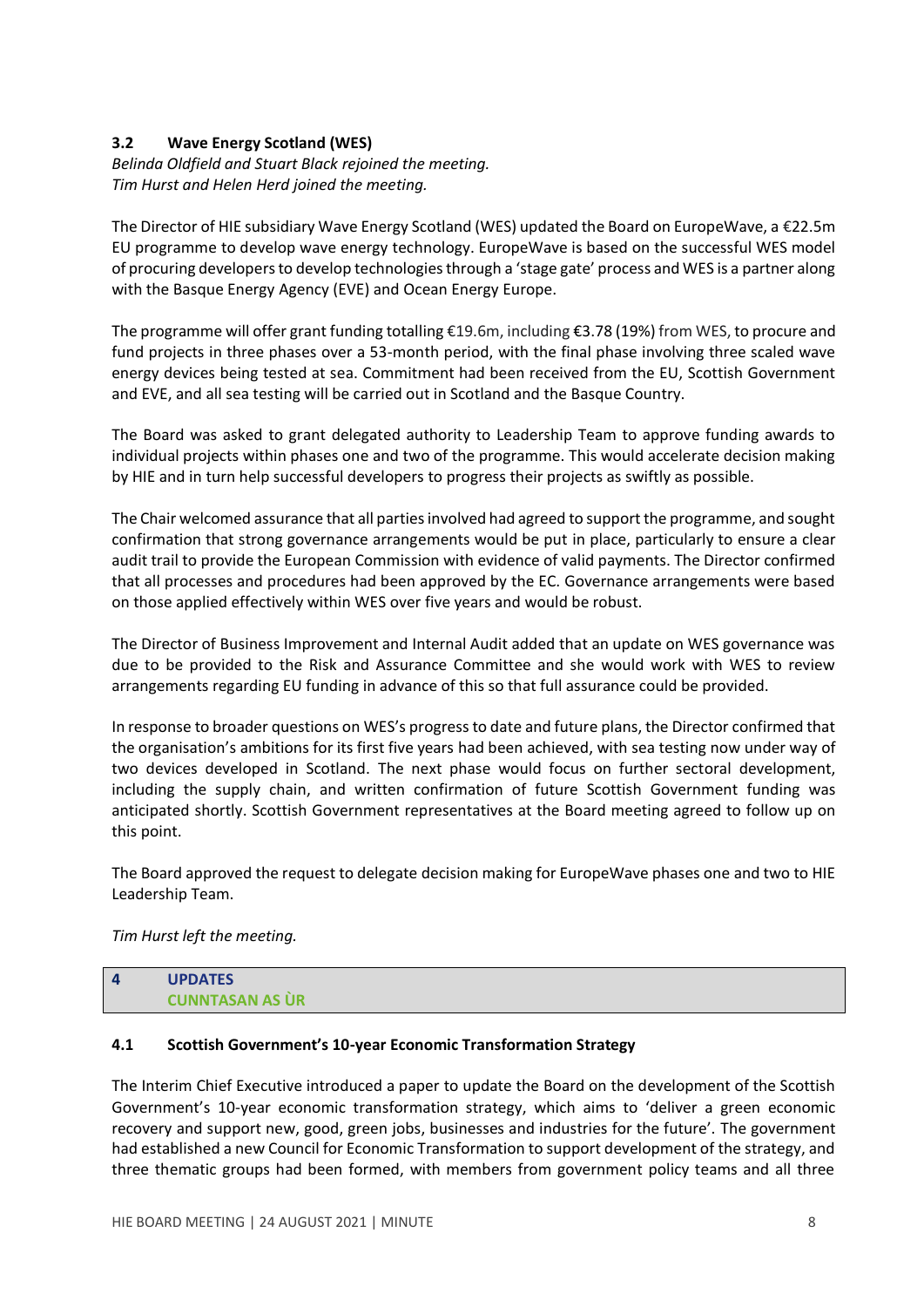### 3.2 Wave Energy Scotland (WES)

*Belinda Oldfield and Stuart Black rejoined the meeting.*
*Tim Hurst and Helen Herd joined the meeting.*

The Director of HIE subsidiary Wave Energy Scotland (WES) updated the Board on EuropeWave, a €22.5m EU programme to develop wave energy technology. EuropeWave is based on the successful WES model of procuring developers to develop technologies through a 'stage gate' process and WES is a partner along with the Basque Energy Agency (EVE) and Ocean Energy Europe.

The programme will offer grant funding totalling €19.6m, including €3.78 (19%) from WES, to procure and fund projects in three phases over a 53-month period, with the final phase involving three scaled wave energy devices being tested at sea. Commitment had been received from the EU, Scottish Government and EVE, and all sea testing will be carried out in Scotland and the Basque Country.

The Board was asked to grant delegated authority to Leadership Team to approve funding awards to individual projects within phases one and two of the programme. This would accelerate decision making by HIE and in turn help successful developers to progress their projects as swiftly as possible.

The Chair welcomed assurance that all parties involved had agreed to support the programme, and sought confirmation that strong governance arrangements would be put in place, particularly to ensure a clear audit trail to provide the European Commission with evidence of valid payments. The Director confirmed that all processes and procedures had been approved by the EC. Governance arrangements were based on those applied effectively within WES over five years and would be robust.

The Director of Business Improvement and Internal Audit added that an update on WES governance was due to be provided to the Risk and Assurance Committee and she would work with WES to review arrangements regarding EU funding in advance of this so that full assurance could be provided.

In response to broader questions on WES's progress to date and future plans, the Director confirmed that the organisation's ambitions for its first five years had been achieved, with sea testing now under way of two devices developed in Scotland. The next phase would focus on further sectoral development, including the supply chain, and written confirmation of future Scottish Government funding was anticipated shortly. Scottish Government representatives at the Board meeting agreed to follow up on this point.

The Board approved the request to delegate decision making for EuropeWave phases one and two to HIE Leadership Team.

*Tim Hurst left the meeting.*

## 4 UPDATES
## CUNNTASAN AS ÙR

### 4.1 Scottish Government's 10-year Economic Transformation Strategy

The Interim Chief Executive introduced a paper to update the Board on the development of the Scottish Government's 10-year economic transformation strategy, which aims to 'deliver a green economic recovery and support new, good, green jobs, businesses and industries for the future'. The government had established a new Council for Economic Transformation to support development of the strategy, and three thematic groups had been formed, with members from government policy teams and all three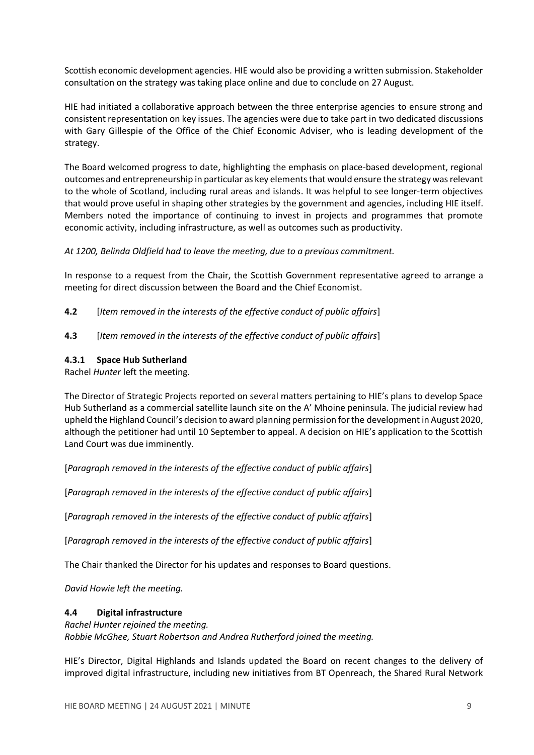Scottish economic development agencies. HIE would also be providing a written submission. Stakeholder consultation on the strategy was taking place online and due to conclude on 27 August.

HIE had initiated a collaborative approach between the three enterprise agencies to ensure strong and consistent representation on key issues. The agencies were due to take part in two dedicated discussions with Gary Gillespie of the Office of the Chief Economic Adviser, who is leading development of the strategy.

The Board welcomed progress to date, highlighting the emphasis on place-based development, regional outcomes and entrepreneurship in particular as key elements that would ensure the strategy was relevant to the whole of Scotland, including rural areas and islands. It was helpful to see longer-term objectives that would prove useful in shaping other strategies by the government and agencies, including HIE itself. Members noted the importance of continuing to invest in projects and programmes that promote economic activity, including infrastructure, as well as outcomes such as productivity.

*At 1200, Belinda Oldfield had to leave the meeting, due to a previous commitment.*

In response to a request from the Chair, the Scottish Government representative agreed to arrange a meeting for direct discussion between the Board and the Chief Economist.

**4.2** [*Item removed in the interests of the effective conduct of public affairs*]

**4.3** [*Item removed in the interests of the effective conduct of public affairs*]

**4.3.1 Space Hub Sutherland**

Rachel *Hunter* left the meeting.

The Director of Strategic Projects reported on several matters pertaining to HIE's plans to develop Space Hub Sutherland as a commercial satellite launch site on the A' Mhoine peninsula. The judicial review had upheld the Highland Council's decision to award planning permission for the development in August 2020, although the petitioner had until 10 September to appeal. A decision on HIE's application to the Scottish Land Court was due imminently.

[*Paragraph removed in the interests of the effective conduct of public affairs*]

[*Paragraph removed in the interests of the effective conduct of public affairs*]

[*Paragraph removed in the interests of the effective conduct of public affairs*]

[*Paragraph removed in the interests of the effective conduct of public affairs*]

The Chair thanked the Director for his updates and responses to Board questions.

*David Howie left the meeting.*

**4.4 Digital infrastructure**

*Rachel Hunter rejoined the meeting.*
*Robbie McGhee, Stuart Robertson and Andrea Rutherford joined the meeting.*

HIE's Director, Digital Highlands and Islands updated the Board on recent changes to the delivery of improved digital infrastructure, including new initiatives from BT Openreach, the Shared Rural Network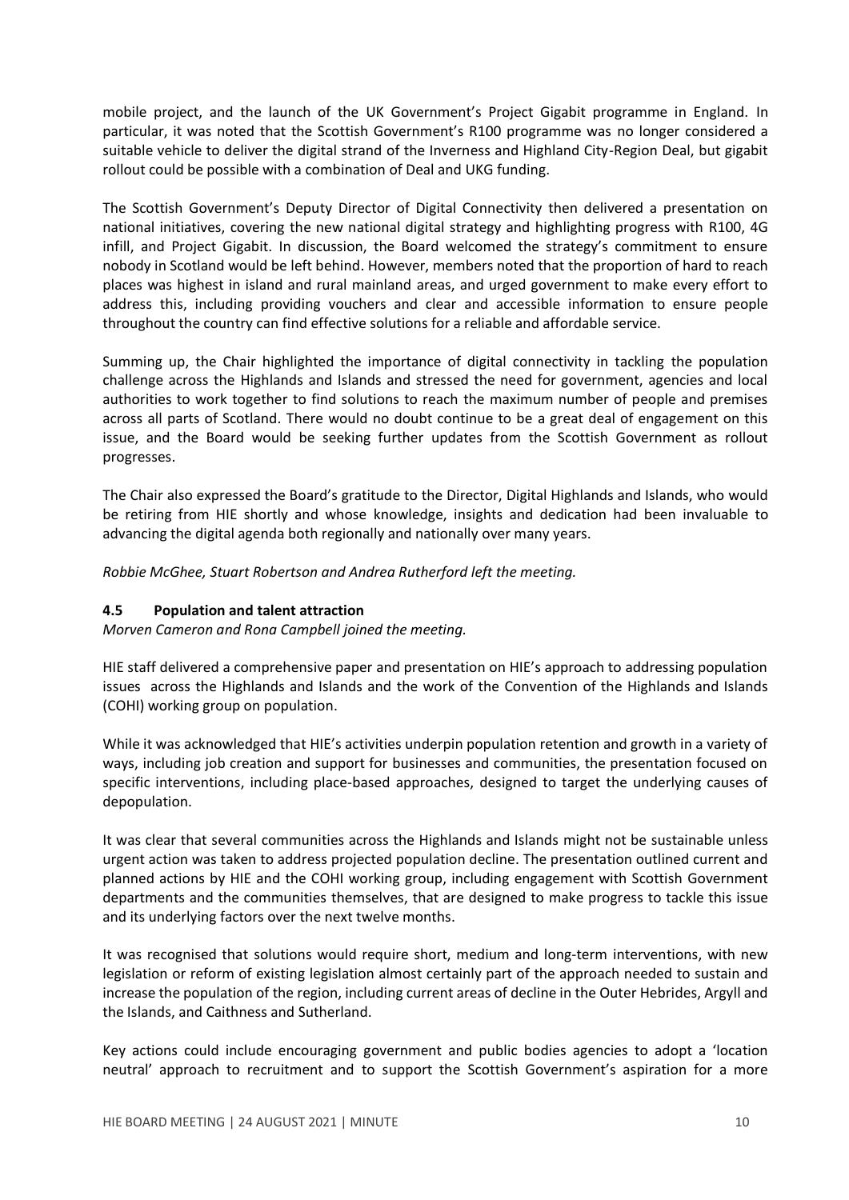mobile project, and the launch of the UK Government's Project Gigabit programme in England. In particular, it was noted that the Scottish Government's R100 programme was no longer considered a suitable vehicle to deliver the digital strand of the Inverness and Highland City-Region Deal, but gigabit rollout could be possible with a combination of Deal and UKG funding.

The Scottish Government's Deputy Director of Digital Connectivity then delivered a presentation on national initiatives, covering the new national digital strategy and highlighting progress with R100, 4G infill, and Project Gigabit. In discussion, the Board welcomed the strategy's commitment to ensure nobody in Scotland would be left behind. However, members noted that the proportion of hard to reach places was highest in island and rural mainland areas, and urged government to make every effort to address this, including providing vouchers and clear and accessible information to ensure people throughout the country can find effective solutions for a reliable and affordable service.

Summing up, the Chair highlighted the importance of digital connectivity in tackling the population challenge across the Highlands and Islands and stressed the need for government, agencies and local authorities to work together to find solutions to reach the maximum number of people and premises across all parts of Scotland. There would no doubt continue to be a great deal of engagement on this issue, and the Board would be seeking further updates from the Scottish Government as rollout progresses.

The Chair also expressed the Board's gratitude to the Director, Digital Highlands and Islands, who would be retiring from HIE shortly and whose knowledge, insights and dedication had been invaluable to advancing the digital agenda both regionally and nationally over many years.

*Robbie McGhee, Stuart Robertson and Andrea Rutherford left the meeting.*

### 4.5 Population and talent attraction

*Morven Cameron and Rona Campbell joined the meeting.*

HIE staff delivered a comprehensive paper and presentation on HIE's approach to addressing population issues across the Highlands and Islands and the work of the Convention of the Highlands and Islands (COHI) working group on population.

While it was acknowledged that HIE's activities underpin population retention and growth in a variety of ways, including job creation and support for businesses and communities, the presentation focused on specific interventions, including place-based approaches, designed to target the underlying causes of depopulation.

It was clear that several communities across the Highlands and Islands might not be sustainable unless urgent action was taken to address projected population decline. The presentation outlined current and planned actions by HIE and the COHI working group, including engagement with Scottish Government departments and the communities themselves, that are designed to make progress to tackle this issue and its underlying factors over the next twelve months.

It was recognised that solutions would require short, medium and long-term interventions, with new legislation or reform of existing legislation almost certainly part of the approach needed to sustain and increase the population of the region, including current areas of decline in the Outer Hebrides, Argyll and the Islands, and Caithness and Sutherland.

Key actions could include encouraging government and public bodies agencies to adopt a 'location neutral' approach to recruitment and to support the Scottish Government's aspiration for a more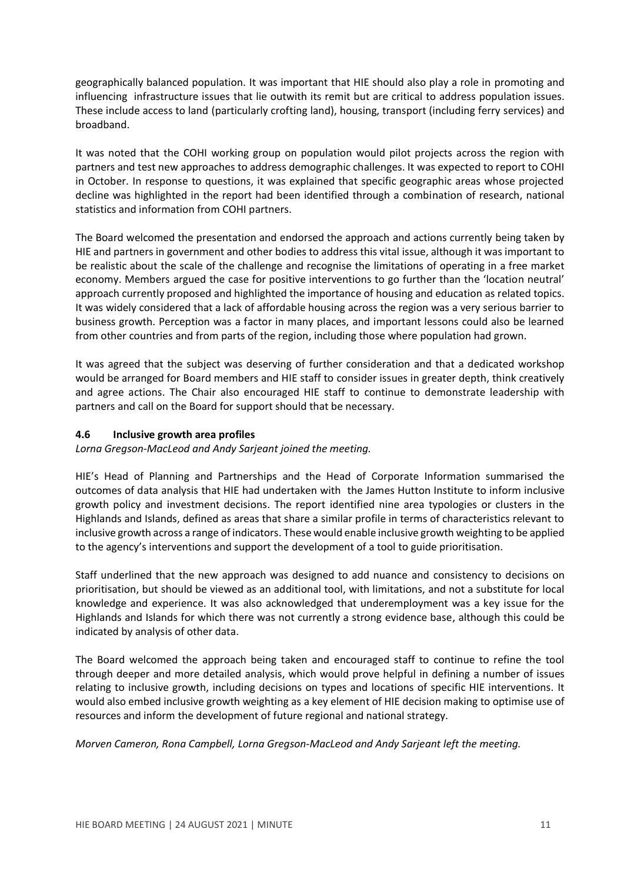geographically balanced population. It was important that HIE should also play a role in promoting and influencing infrastructure issues that lie outwith its remit but are critical to address population issues. These include access to land (particularly crofting land), housing, transport (including ferry services) and broadband.

It was noted that the COHI working group on population would pilot projects across the region with partners and test new approaches to address demographic challenges. It was expected to report to COHI in October. In response to questions, it was explained that specific geographic areas whose projected decline was highlighted in the report had been identified through a combination of research, national statistics and information from COHI partners.

The Board welcomed the presentation and endorsed the approach and actions currently being taken by HIE and partners in government and other bodies to address this vital issue, although it was important to be realistic about the scale of the challenge and recognise the limitations of operating in a free market economy. Members argued the case for positive interventions to go further than the 'location neutral' approach currently proposed and highlighted the importance of housing and education as related topics. It was widely considered that a lack of affordable housing across the region was a very serious barrier to business growth. Perception was a factor in many places, and important lessons could also be learned from other countries and from parts of the region, including those where population had grown.

It was agreed that the subject was deserving of further consideration and that a dedicated workshop would be arranged for Board members and HIE staff to consider issues in greater depth, think creatively and agree actions. The Chair also encouraged HIE staff to continue to demonstrate leadership with partners and call on the Board for support should that be necessary.

### 4.6 Inclusive growth area profiles

*Lorna Gregson-MacLeod and Andy Sarjeant joined the meeting.*

HIE's Head of Planning and Partnerships and the Head of Corporate Information summarised the outcomes of data analysis that HIE had undertaken with the James Hutton Institute to inform inclusive growth policy and investment decisions. The report identified nine area typologies or clusters in the Highlands and Islands, defined as areas that share a similar profile in terms of characteristics relevant to inclusive growth across a range of indicators. These would enable inclusive growth weighting to be applied to the agency's interventions and support the development of a tool to guide prioritisation.

Staff underlined that the new approach was designed to add nuance and consistency to decisions on prioritisation, but should be viewed as an additional tool, with limitations, and not a substitute for local knowledge and experience. It was also acknowledged that underemployment was a key issue for the Highlands and Islands for which there was not currently a strong evidence base, although this could be indicated by analysis of other data.

The Board welcomed the approach being taken and encouraged staff to continue to refine the tool through deeper and more detailed analysis, which would prove helpful in defining a number of issues relating to inclusive growth, including decisions on types and locations of specific HIE interventions. It would also embed inclusive growth weighting as a key element of HIE decision making to optimise use of resources and inform the development of future regional and national strategy.

*Morven Cameron, Rona Campbell, Lorna Gregson-MacLeod and Andy Sarjeant left the meeting.*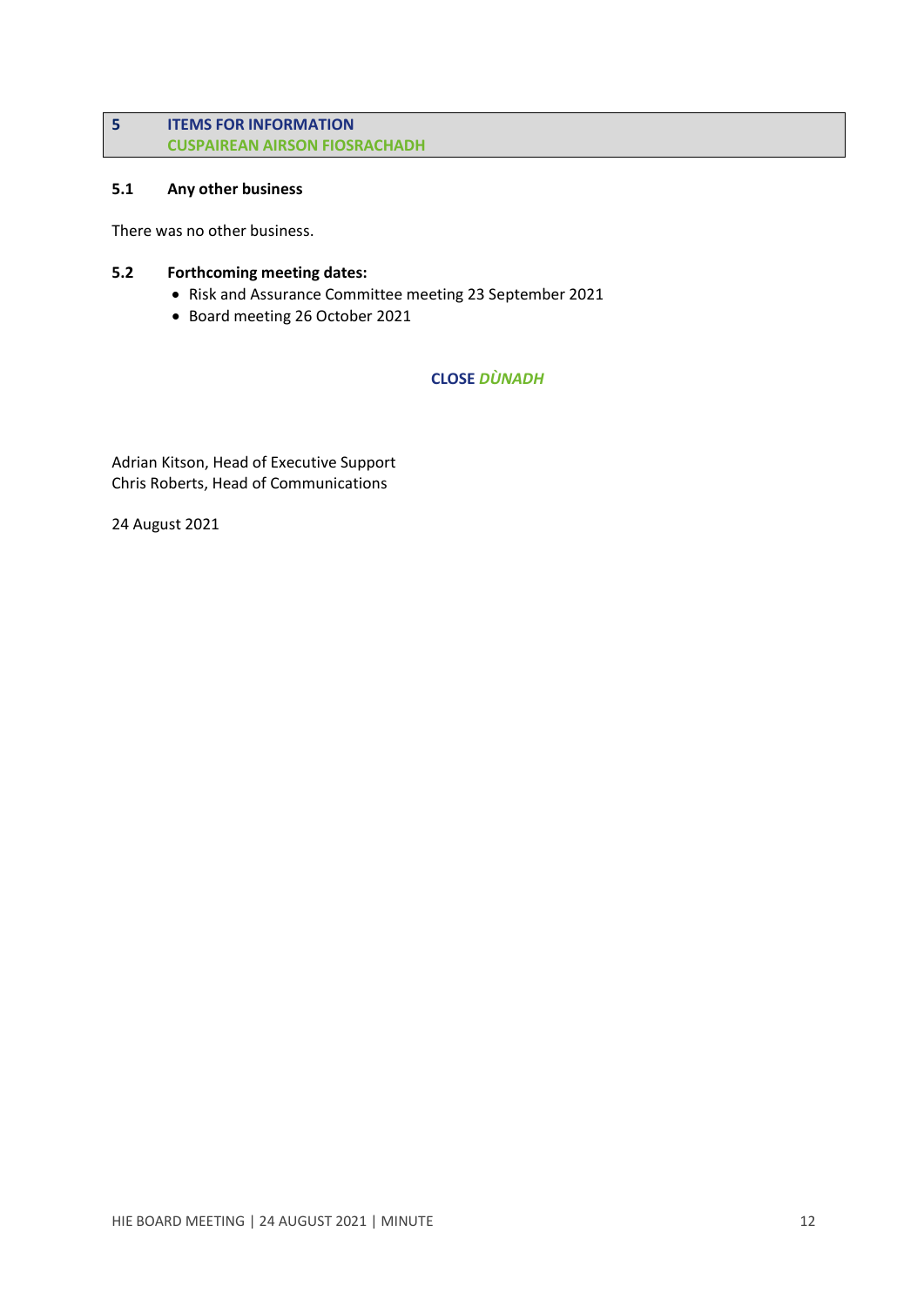## 5 ITEMS FOR INFORMATION
## CUSPAIREAN AIRSON FIOSRACHADH

### 5.1 Any other business

There was no other business.

### 5.2 Forthcoming meeting dates:

- Risk and Assurance Committee meeting 23 September 2021
- Board meeting 26 October 2021

**CLOSE *DÙNADH***

Adrian Kitson, Head of Executive Support
Chris Roberts, Head of Communications

24 August 2021